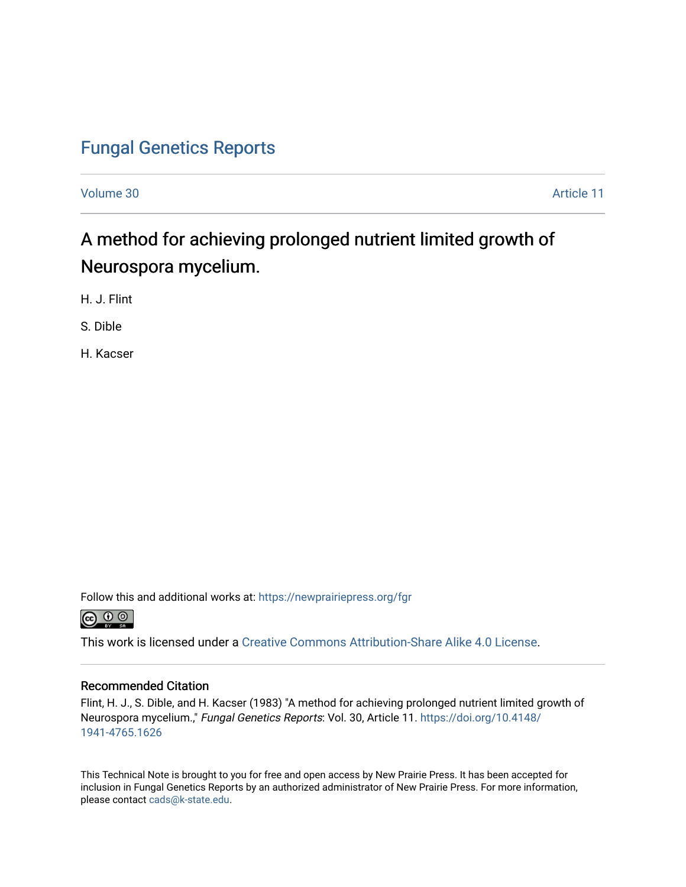Fungal Genetics Reports

Volume 30 Article 11

# A method for achieving prolonged nutrient limited growth of Neurospora mycelium.

H. J. Flint

S. Dible

H. Kacser

Follow this and additional works at: https://newprairiepress.org/fgr

This work is licensed under a Creative Commons Attribution-Share Alike 4.0 License.

## Recommended Citation

Flint, H. J., S. Dible, and H. Kacser (1983) "A method for achieving prolonged nutrient limited growth of Neurospora mycelium.," *Fungal Genetics Reports*: Vol. 30, Article 11. https://doi.org/10.4148/1941-4765.1626

This Technical Note is brought to you for free and open access by New Prairie Press. It has been accepted for inclusion in Fungal Genetics Reports by an authorized administrator of New Prairie Press. For more information, please contact cads@k-state.edu.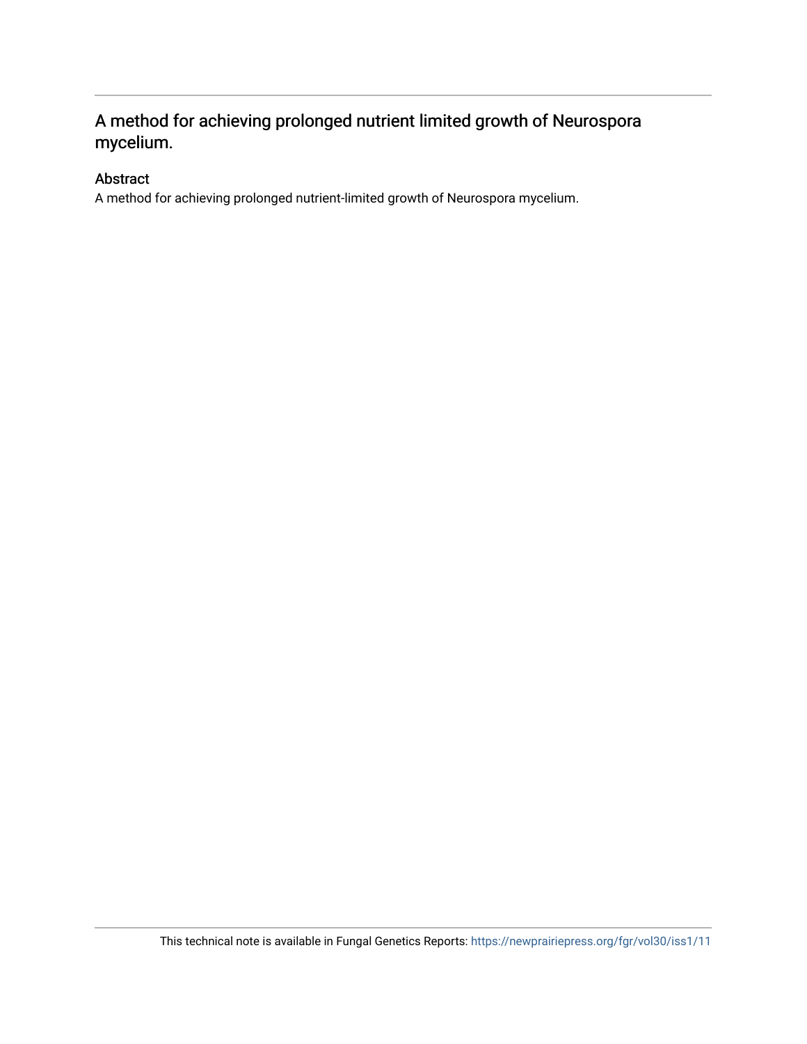# A method for achieving prolonged nutrient limited growth of Neurospora mycelium.

## Abstract

A method for achieving prolonged nutrient-limited growth of Neurospora mycelium.

This technical note is available in Fungal Genetics Reports: https://newprairiepress.org/fgr/vol30/iss1/11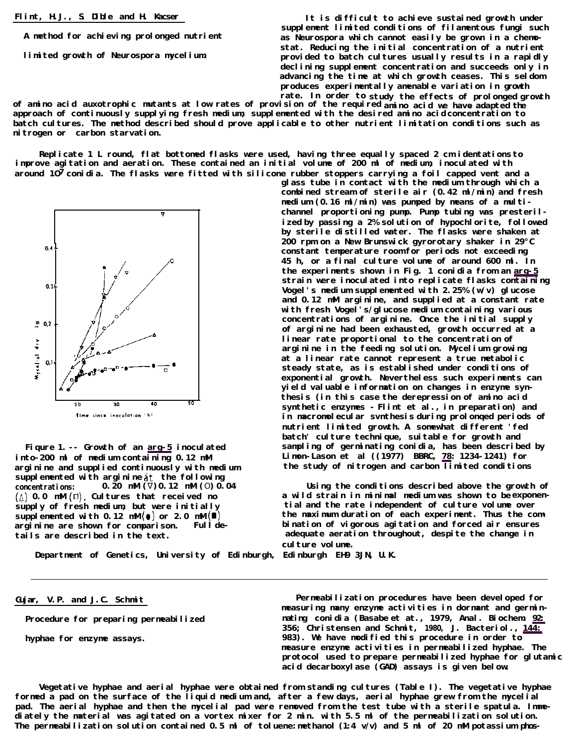Flint, H.J., S. Dible and H. Kacser

**A method for achieving prolonged nutrient limited growth of Neurospora mycelium.**

It is difficult to achieve sustained growth under supplement limited conditions of filamentous fungi such as Neurospora which cannot easily be grown in a chemostat. Reducing the initial concentration of a nutrient provided to batch cultures usually results in a rapidly declining supplement concentration and succeeds only in advancing the time at which growth ceases. This seldom produces experimentally amenable variation in growth rate. In order to study the effects of prolonged growth of amino acid auxotrophic mutants at low rates of provision of the required amino acid we have adapted the approach of continuously supplying fresh medium, supplemented with the desired amino acid concentration to batch cultures. The method described should prove applicable to other nutrient limitation conditions such as nitrogen or carbon starvation.

Replicate 1 L round, flat bottomed flasks were used, having three equally spaced 2 cm identations to improve agitation and aeration. These contained an initial volume of 200 ml of medium, inoculated with around $10^7$ conidia. The flasks were fitted with silicone rubber stoppers carrying a foil capped vent and a glass tube in contact with the medium through which a combined stream of sterile air (0.42 ml/min) and fresh medium (0.16 ml/min) was pumped by means of a multichannel proportioning pump. Pump tubing was presterilized by passing a 2% solution of hypochlorite, followed by sterile distilled water. The flasks were shaken at 200 rpm on a New Brunswick gyrorotary shaker in 29°C constant temperature room for periods not exceeding 45 h, or a final culture volume of around 600 ml. In the experiments shown in Fig. 1 conidia from an arg-5 strain were inoculated into replicate flasks containing Vogel's medium supplemented with 2.25% (w/v) glucose and 0.12 mM arginine, and supplied at a constant rate with fresh Vogel's/glucose medium containing various concentrations of arginine. Once the initial supply of arginine had been exhausted, growth occurred at a linear rate proportional to the concentration of arginine in the feeding solution. Mycelium growing at a linear rate cannot represent a true metabolic steady state, as is established under conditions of exponential growth. Nevertheless such experiments can yield valuable information on changes in enzyme synthesis (in this case the derepression of amino acid synthetic enzymes - Flint et al., in preparation) and in macromolecular synthesis during prolonged periods of nutrient limited growth. A somewhat different 'fed batch' culture technique, suitable for growth and sampling of germinating conidia, has been described by Limon-Lason et al ((1977) BBRC, 78: 1234-1241) for the study of nitrogen and carbon limited conditions.

Mycelial dry wt (g)

0.1
0.2
0.3
0.4

20
30
40
50

Time since inoculation (h)

Figure 1. -- Growth of an arg-5 inoculated into 200 ml of medium containing 0.12 mM arginine and supplied continuously with medium supplemented with arginine at the following concentrations: 0.20 mM (▽) 0.12 mM (○) 0.04 (△) 0.0 mM (□). Cultures that received no supply of fresh medium, but were initially supplemented with 0.12 mM (●) or 2.0 mM (■) arginine are shown for comparison. Full details are described in the text.

Using the conditions described above the growth of a wild strain in minimal medium was shown to be exponential and the rate independent of culture volume over the maximum duration of each experiment. Thus the combination of vigorous agitation and forced air ensures adequate aeration throughout, despite the change in culture volume.

Department of Genetics, University of Edinburgh, Edinburgh EH9 3JN, U.K.

---

Gujar, V.P. and J.C. Schmit

**Procedure for preparing permeabilized hyphae for enzyme assays.**

Permeabilization procedures have been developed for measuring many enzyme activities in dormant and germinating conidia (Basabe et at., 1979, Anal. Biochem 92: 356; Christensen and Schmit, 1980, J. Bacteriol., 144: 983). We have modified this procedure in order to measure enzyme activities in permeabilized hyphae. The protocol used to prepare permeabilized hyphae for glutamic acid decarboxylase (GAD) assays is given below.

Vegetative hyphae and aerial hyphae were obtained from standing cultures (Table I). The vegetative hyphae formed a pad on the surface of the liquid medium and, after a few days, aerial hyphae grew from the mycelial pad. The aerial hyphae and then the mycelial pad were removed from the test tube with a sterile spatula. Immediately the material was agitated on a vortex mixer for 2 min. with 5.5 ml of the permeabilization solution. The permeabilization solution contained 0.5 ml of toluene:methanol (1:4 v/v) and 5 ml of 20 mM potassium phos-